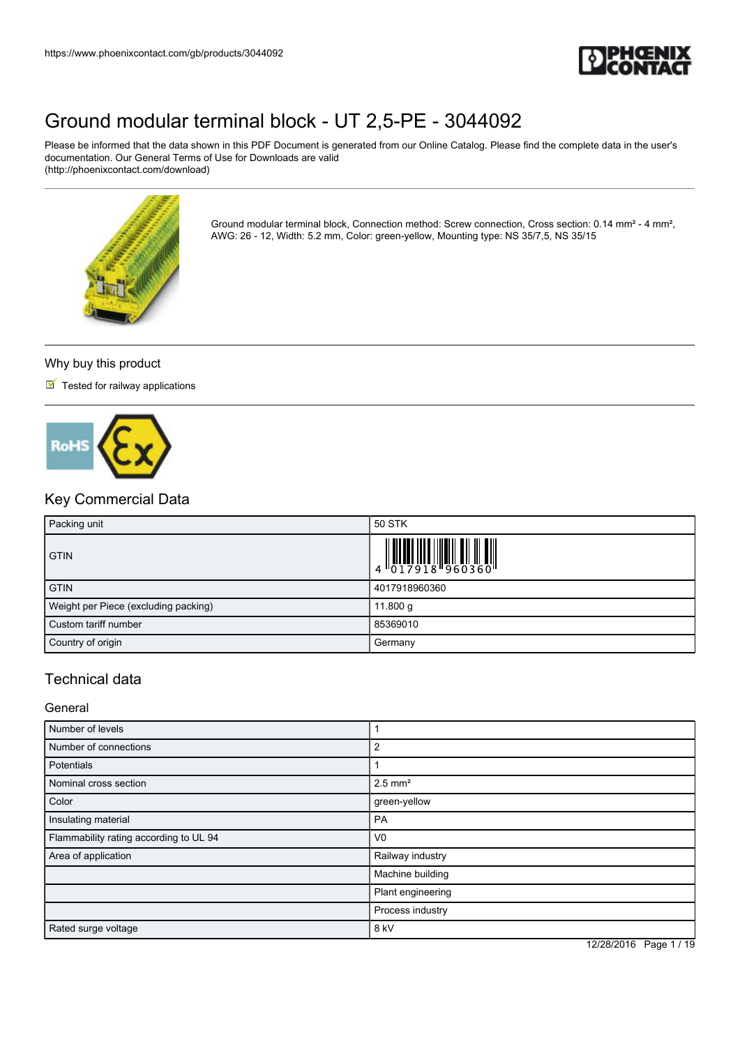# Ground modular terminal block - UT 2,5-PE - 3044092

Please be informed that the data shown in this PDF Document is generated from our Online Catalog. Please find the complete data in the user's documentation. Our General Terms of Use for Downloads are valid (http://phoenixcontact.com/download)

Ground modular terminal block, Connection method: Screw connection, Cross section: 0.14 mm² - 4 mm², AWG: 26 - 12, Width: 5.2 mm, Color: green-yellow, Mounting type: NS 35/7,5, NS 35/15

## Why buy this product

- Tested for railway applications

## Key Commercial Data

| Packing unit | 50 STK |
|---|---|
| GTIN | 4 017918 960360 |
| GTIN | 4017918960360 |
| Weight per Piece (excluding packing) | 11.800 g |
| Custom tariff number | 85369010 |
| Country of origin | Germany |

## Technical data

### General

| Number of levels | 1 |
|---|---|
| Number of connections | 2 |
| Potentials | 1 |
| Nominal cross section | 2.5 mm² |
| Color | green-yellow |
| Insulating material | PA |
| Flammability rating according to UL 94 | V0 |
| Area of application | Railway industry |
| | Machine building |
| | Plant engineering |
| | Process industry |
| Rated surge voltage | 8 kV |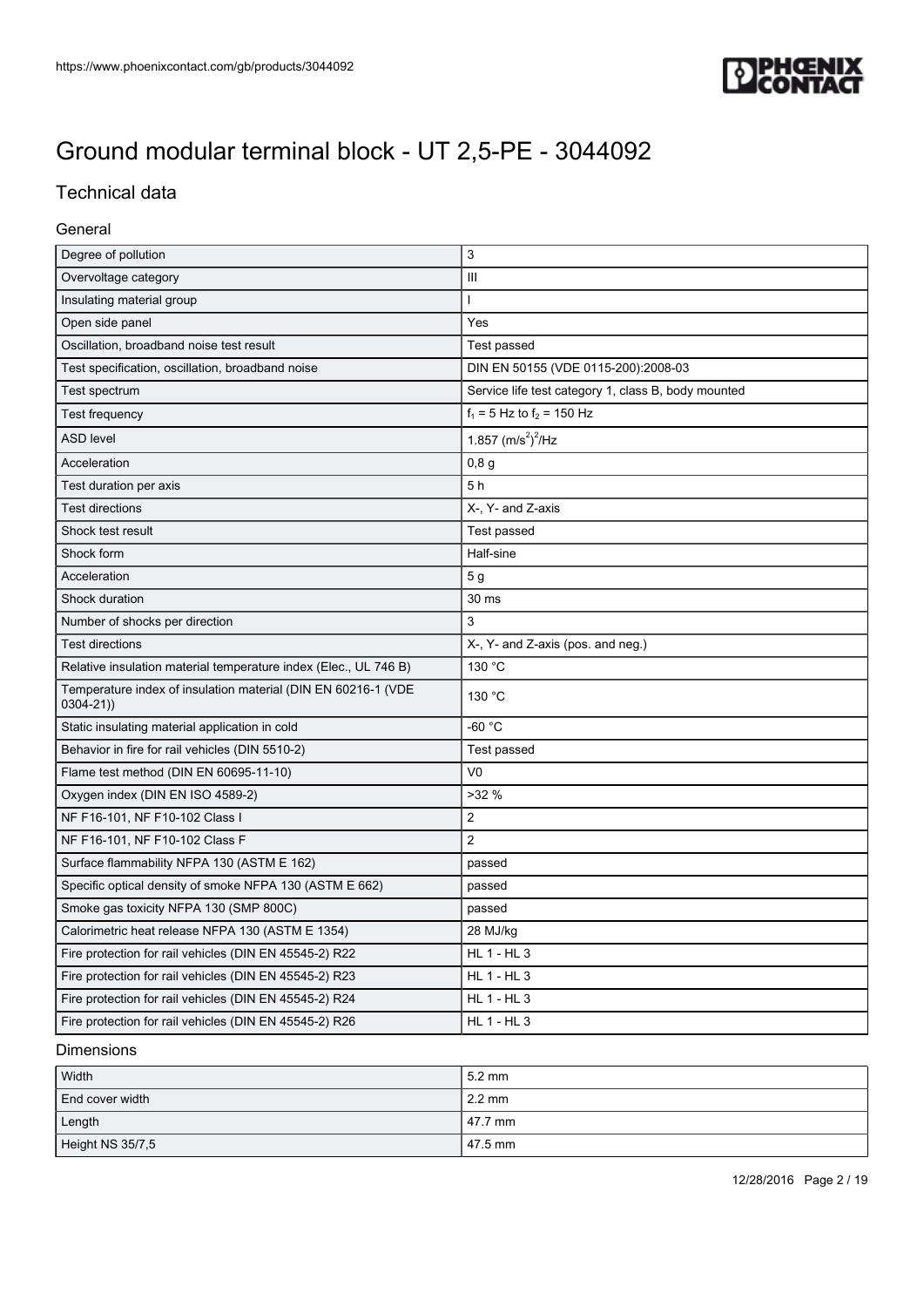# Ground modular terminal block - UT 2,5-PE - 3044092

## Technical data

### General

| | |
|---|---|
| Degree of pollution | 3 |
| Overvoltage category | III |
| Insulating material group | I |
| Open side panel | Yes |
| Oscillation, broadband noise test result | Test passed |
| Test specification, oscillation, broadband noise | DIN EN 50155 (VDE 0115-200):2008-03 |
| Test spectrum | Service life test category 1, class B, body mounted |
| Test frequency | $f_1$ = 5 Hz to $f_2$ = 150 Hz |
| ASD level | 1.857 $(m/s^2)^2/Hz$ |
| Acceleration | 0,8 g |
| Test duration per axis | 5 h |
| Test directions | X-, Y- and Z-axis |
| Shock test result | Test passed |
| Shock form | Half-sine |
| Acceleration | 5 g |
| Shock duration | 30 ms |
| Number of shocks per direction | 3 |
| Test directions | X-, Y- and Z-axis (pos. and neg.) |
| Relative insulation material temperature index (Elec., UL 746 B) | 130 °C |
| Temperature index of insulation material (DIN EN 60216-1 (VDE 0304-21)) | 130 °C |
| Static insulating material application in cold | -60 °C |
| Behavior in fire for rail vehicles (DIN 5510-2) | Test passed |
| Flame test method (DIN EN 60695-11-10) | V0 |
| Oxygen index (DIN EN ISO 4589-2) | >32 % |
| NF F16-101, NF F10-102 Class I | 2 |
| NF F16-101, NF F10-102 Class F | 2 |
| Surface flammability NFPA 130 (ASTM E 162) | passed |
| Specific optical density of smoke NFPA 130 (ASTM E 662) | passed |
| Smoke gas toxicity NFPA 130 (SMP 800C) | passed |
| Calorimetric heat release NFPA 130 (ASTM E 1354) | 28 MJ/kg |
| Fire protection for rail vehicles (DIN EN 45545-2) R22 | HL 1 - HL 3 |
| Fire protection for rail vehicles (DIN EN 45545-2) R23 | HL 1 - HL 3 |
| Fire protection for rail vehicles (DIN EN 45545-2) R24 | HL 1 - HL 3 |
| Fire protection for rail vehicles (DIN EN 45545-2) R26 | HL 1 - HL 3 |

### Dimensions

| | |
|---|---|
| Width | 5.2 mm |
| End cover width | 2.2 mm |
| Length | 47.7 mm |
| Height NS 35/7,5 | 47.5 mm |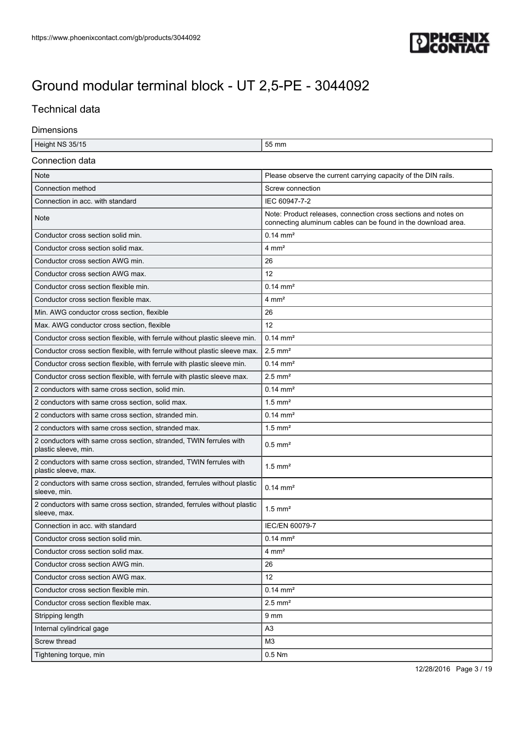# Ground modular terminal block - UT 2,5-PE - 3044092

## Technical data

### Dimensions

| | |
|---|---|
| Height NS 35/15 | 55 mm |

### Connection data

| | |
|---|---|
| Note | Please observe the current carrying capacity of the DIN rails. |
| Connection method | Screw connection |
| Connection in acc. with standard | IEC 60947-7-2 |
| Note | Note: Product releases, connection cross sections and notes on connecting aluminum cables can be found in the download area. |
| Conductor cross section solid min. | 0.14 mm² |
| Conductor cross section solid max. | 4 mm² |
| Conductor cross section AWG min. | 26 |
| Conductor cross section AWG max. | 12 |
| Conductor cross section flexible min. | 0.14 mm² |
| Conductor cross section flexible max. | 4 mm² |
| Min. AWG conductor cross section, flexible | 26 |
| Max. AWG conductor cross section, flexible | 12 |
| Conductor cross section flexible, with ferrule without plastic sleeve min. | 0.14 mm² |
| Conductor cross section flexible, with ferrule without plastic sleeve max. | 2.5 mm² |
| Conductor cross section flexible, with ferrule with plastic sleeve min. | 0.14 mm² |
| Conductor cross section flexible, with ferrule with plastic sleeve max. | 2.5 mm² |
| 2 conductors with same cross section, solid min. | 0.14 mm² |
| 2 conductors with same cross section, solid max. | 1.5 mm² |
| 2 conductors with same cross section, stranded min. | 0.14 mm² |
| 2 conductors with same cross section, stranded max. | 1.5 mm² |
| 2 conductors with same cross section, stranded, TWIN ferrules with plastic sleeve, min. | 0.5 mm² |
| 2 conductors with same cross section, stranded, TWIN ferrules with plastic sleeve, max. | 1.5 mm² |
| 2 conductors with same cross section, stranded, ferrules without plastic sleeve, min. | 0.14 mm² |
| 2 conductors with same cross section, stranded, ferrules without plastic sleeve, max. | 1.5 mm² |
| Connection in acc. with standard | IEC/EN 60079-7 |
| Conductor cross section solid min. | 0.14 mm² |
| Conductor cross section solid max. | 4 mm² |
| Conductor cross section AWG min. | 26 |
| Conductor cross section AWG max. | 12 |
| Conductor cross section flexible min. | 0.14 mm² |
| Conductor cross section flexible max. | 2.5 mm² |
| Stripping length | 9 mm |
| Internal cylindrical gage | A3 |
| Screw thread | M3 |
| Tightening torque, min | 0.5 Nm |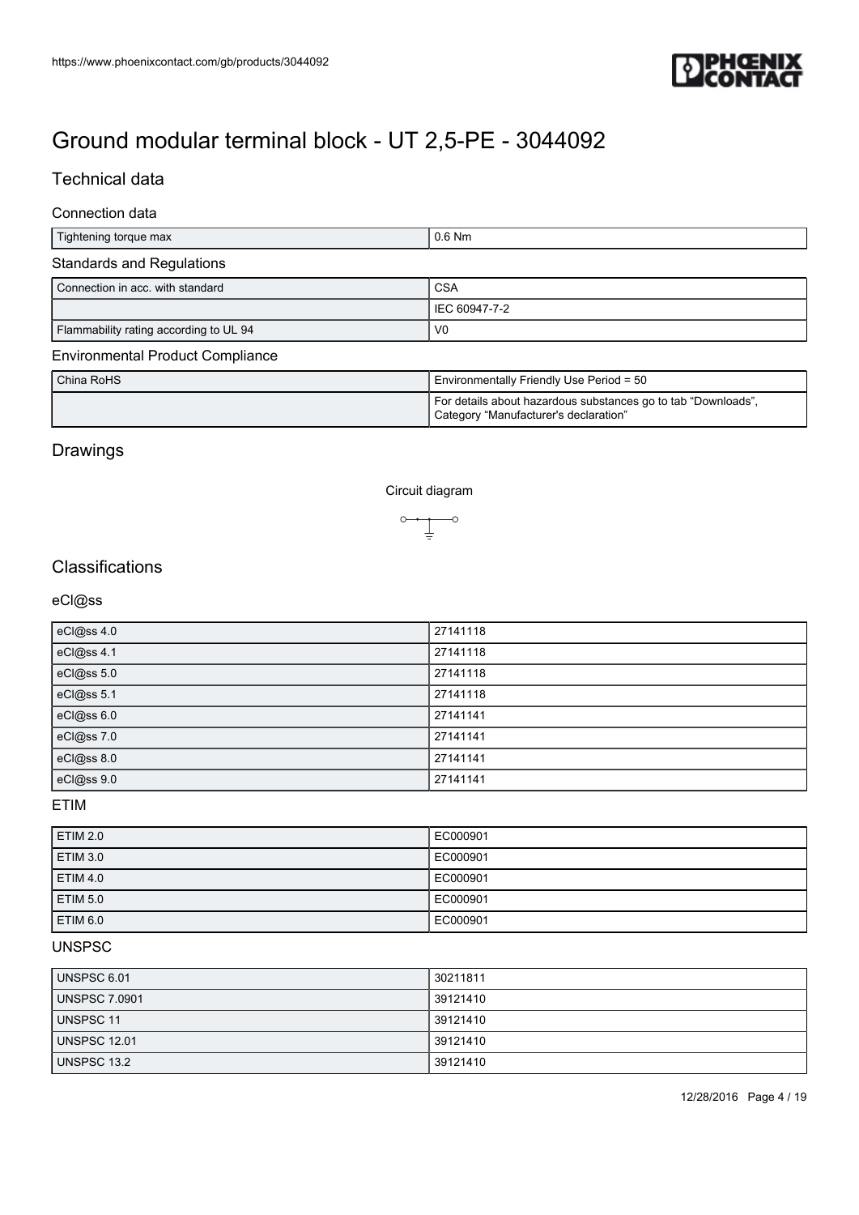# Ground modular terminal block - UT 2,5-PE - 3044092

## Technical data

### Connection data

| Tightening torque max | 0.6 Nm |
|---|---|

### Standards and Regulations

| Connection in acc. with standard | CSA |
|---|---|
| | IEC 60947-7-2 |
| Flammability rating according to UL 94 | V0 |

### Environmental Product Compliance

| China RoHS | Environmentally Friendly Use Period = 50 |
|---|---|
| | For details about hazardous substances go to tab “Downloads”, Category “Manufacturer's declaration” |

## Drawings

Circuit diagram

## Classifications

### eCl@ss

| eCl@ss 4.0 | 27141118 |
|---|---|
| eCl@ss 4.1 | 27141118 |
| eCl@ss 5.0 | 27141118 |
| eCl@ss 5.1 | 27141118 |
| eCl@ss 6.0 | 27141141 |
| eCl@ss 7.0 | 27141141 |
| eCl@ss 8.0 | 27141141 |
| eCl@ss 9.0 | 27141141 |

### ETIM

| ETIM 2.0 | EC000901 |
|---|---|
| ETIM 3.0 | EC000901 |
| ETIM 4.0 | EC000901 |
| ETIM 5.0 | EC000901 |
| ETIM 6.0 | EC000901 |

### UNSPSC

| UNSPSC 6.01 | 30211811 |
|---|---|
| UNSPSC 7.0901 | 39121410 |
| UNSPSC 11 | 39121410 |
| UNSPSC 12.01 | 39121410 |
| UNSPSC 13.2 | 39121410 |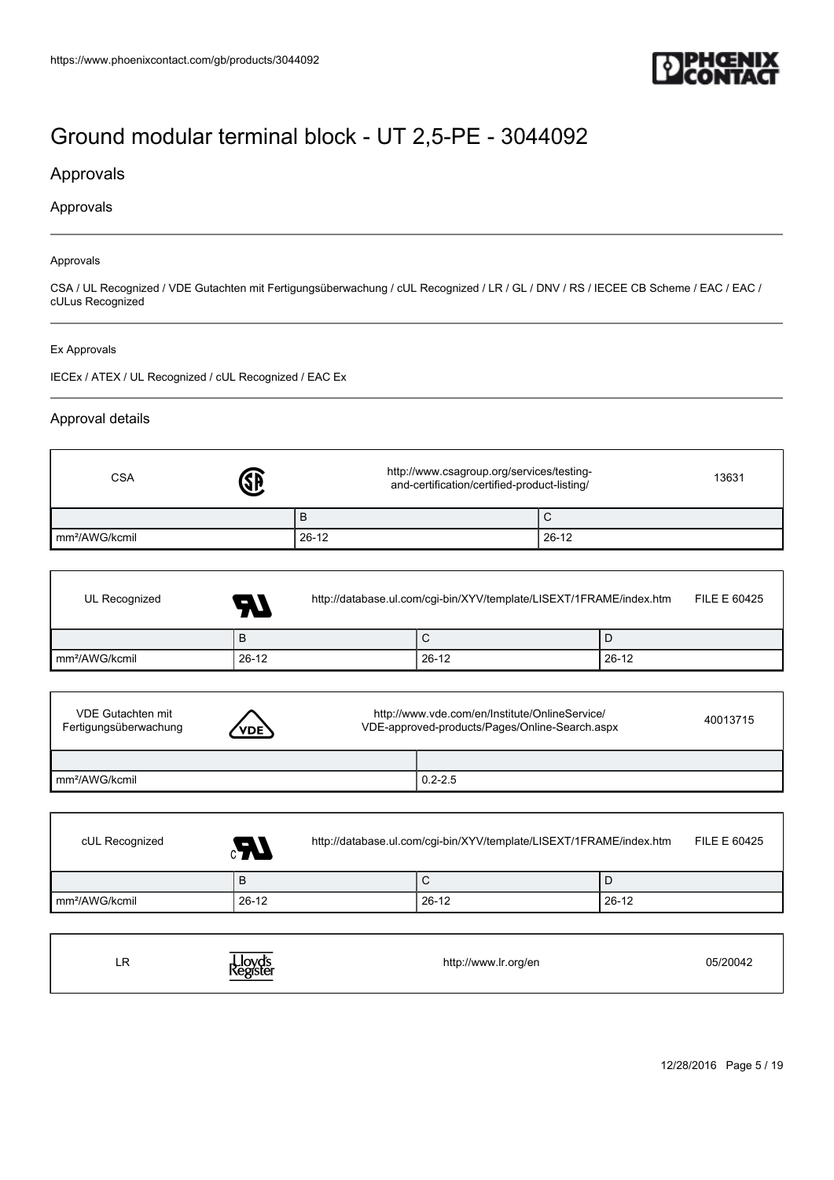# Ground modular terminal block - UT 2,5-PE - 3044092

## Approvals

### Approvals

Approvals

CSA / UL Recognized / VDE Gutachten mit Fertigungsüberwachung / cUL Recognized / LR / GL / DNV / RS / IECEE CB Scheme / EAC / EAC / cULus Recognized

Ex Approvals

IECEx / ATEX / UL Recognized / cUL Recognized / EAC Ex

### Approval details

| CSA | http://www.csagroup.org/services/testing-and-certification/certified-product-listing/ | 13631 |
|---|---|---|
| | B | C |
| mm²/AWG/kcmil | 26-12 | 26-12 |

| UL Recognized | http://database.ul.com/cgi-bin/XYV/template/LISEXT/1FRAME/index.htm | | FILE E 60425 |
|---|---|---|---|
| | B | C | D |
| mm²/AWG/kcmil | 26-12 | 26-12 | 26-12 |

| VDE Gutachten mit Fertigungsüberwachung | http://www.vde.com/en/Institute/OnlineService/VDE-approved-products/Pages/Online-Search.aspx | 40013715 |
|---|---|---|
| | | |
| mm²/AWG/kcmil | 0.2-2.5 | |

| cUL Recognized | http://database.ul.com/cgi-bin/XYV/template/LISEXT/1FRAME/index.htm | | FILE E 60425 |
|---|---|---|---|
| | B | C | D |
| mm²/AWG/kcmil | 26-12 | 26-12 | 26-12 |

| LR | http://www.lr.org/en | 05/20042 |
|---|---|---|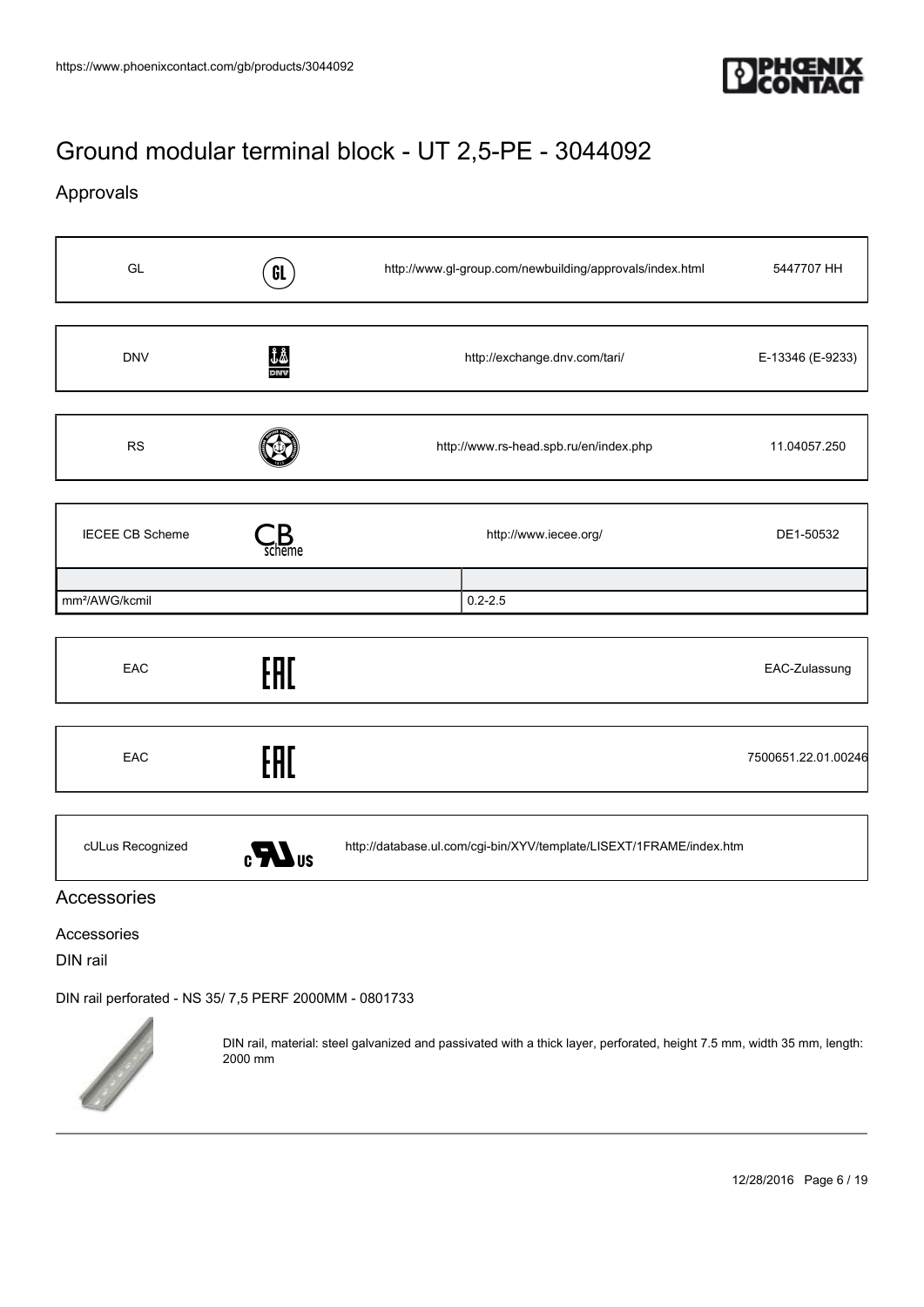## Ground modular terminal block - UT 2,5-PE - 3044092

### Approvals

| GL | | http://www.gl-group.com/newbuilding/approvals/index.html | 5447707 HH |
|---|---|---|---|

| DNV | | http://exchange.dnv.com/tari/ | E-13346 (E-9233) |
|---|---|---|---|

| RS | | http://www.rs-head.spb.ru/en/index.php | 11.04057.250 |
|---|---|---|---|

| IECEE CB Scheme | | http://www.iecee.org/ | DE1-50532 |
|---|---|---|---|

| | |
|---|---|
| mm²/AWG/kcmil | 0.2-2.5 |

| EAC | | | EAC-Zulassung |
|---|---|---|---|

| EAC | | | 7500651.22.01.00246 |
|---|---|---|---|

| cULus Recognized | | http://database.ul.com/cgi-bin/XYV/template/LISEXT/1FRAME/index.htm | |
|---|---|---|---|

### Accessories

Accessories

DIN rail

DIN rail perforated - NS 35/ 7,5 PERF 2000MM - 0801733

DIN rail, material: steel galvanized and passivated with a thick layer, perforated, height 7.5 mm, width 35 mm, length: 2000 mm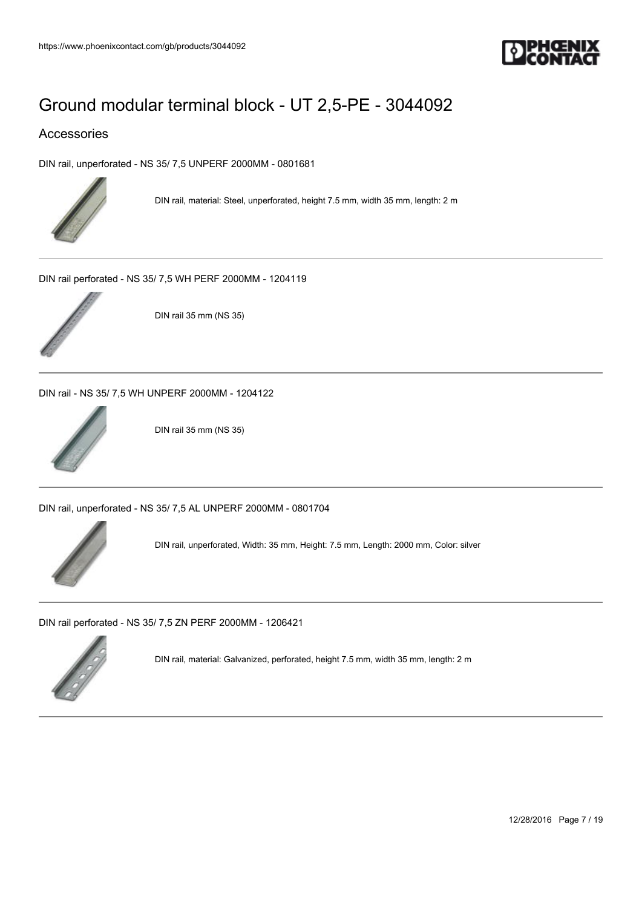# Ground modular terminal block - UT 2,5-PE - 3044092

## Accessories

DIN rail, unperforated - NS 35/ 7,5 UNPERF 2000MM - 0801681

DIN rail, material: Steel, unperforated, height 7.5 mm, width 35 mm, length: 2 m

---

DIN rail perforated - NS 35/ 7,5 WH PERF 2000MM - 1204119

DIN rail 35 mm (NS 35)

---

DIN rail - NS 35/ 7,5 WH UNPERF 2000MM - 1204122

DIN rail 35 mm (NS 35)

---

DIN rail, unperforated - NS 35/ 7,5 AL UNPERF 2000MM - 0801704

DIN rail, unperforated, Width: 35 mm, Height: 7.5 mm, Length: 2000 mm, Color: silver

---

DIN rail perforated - NS 35/ 7,5 ZN PERF 2000MM - 1206421

DIN rail, material: Galvanized, perforated, height 7.5 mm, width 35 mm, length: 2 m

---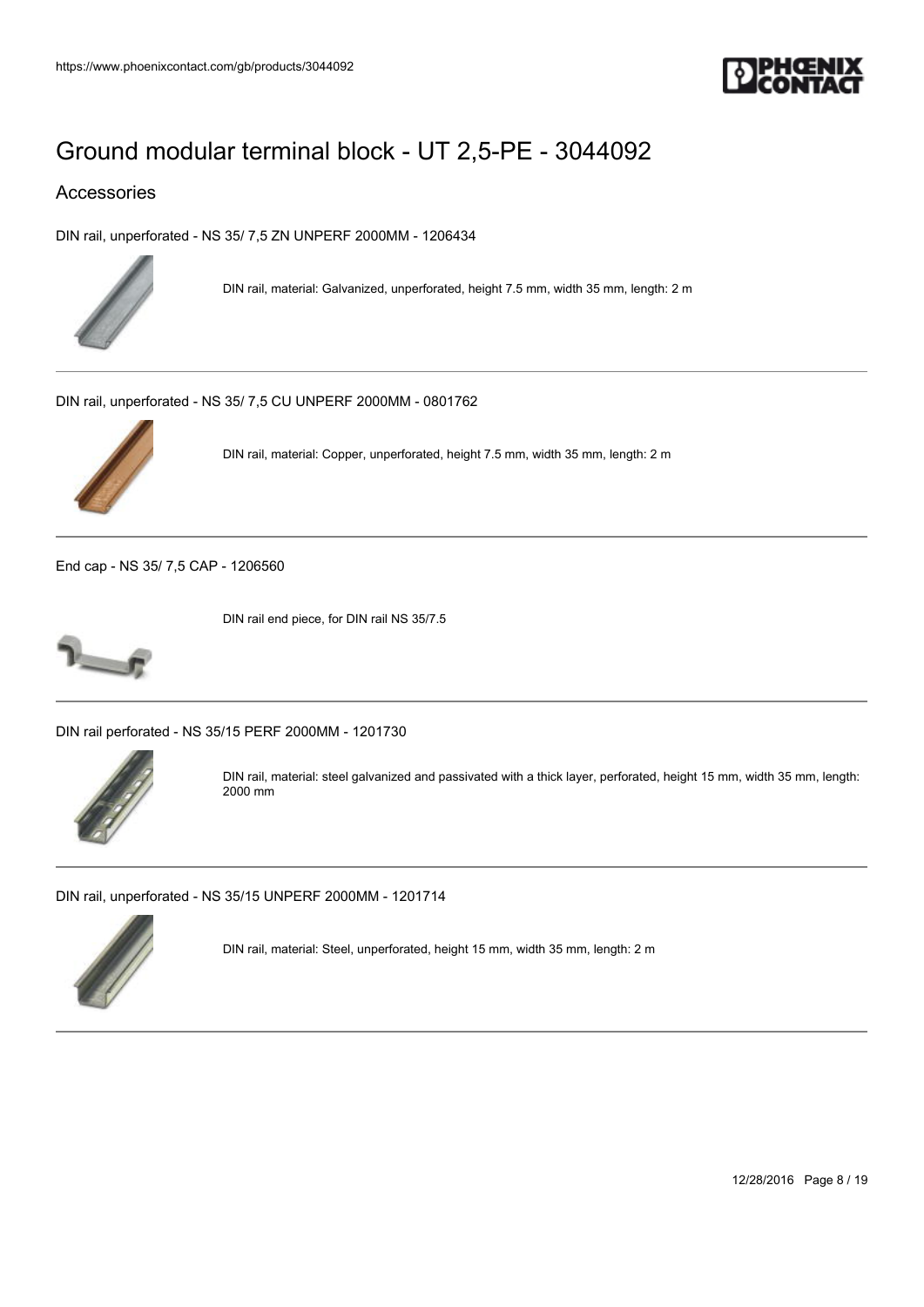# Ground modular terminal block - UT 2,5-PE - 3044092

## Accessories

DIN rail, unperforated - NS 35/ 7,5 ZN UNPERF 2000MM - 1206434

DIN rail, material: Galvanized, unperforated, height 7.5 mm, width 35 mm, length: 2 m

---

DIN rail, unperforated - NS 35/ 7,5 CU UNPERF 2000MM - 0801762

DIN rail, material: Copper, unperforated, height 7.5 mm, width 35 mm, length: 2 m

---

End cap - NS 35/ 7,5 CAP - 1206560

DIN rail end piece, for DIN rail NS 35/7.5

---

DIN rail perforated - NS 35/15 PERF 2000MM - 1201730

DIN rail, material: steel galvanized and passivated with a thick layer, perforated, height 15 mm, width 35 mm, length: 2000 mm

---

DIN rail, unperforated - NS 35/15 UNPERF 2000MM - 1201714

DIN rail, material: Steel, unperforated, height 15 mm, width 35 mm, length: 2 m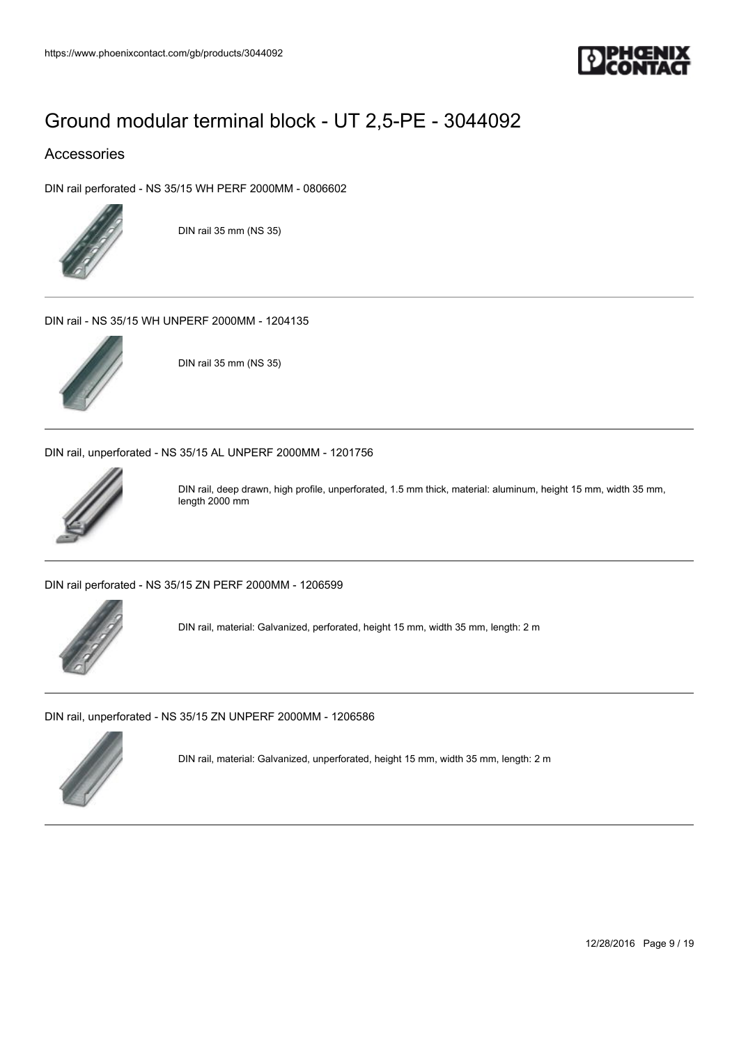# Ground modular terminal block - UT 2,5-PE - 3044092

## Accessories

DIN rail perforated - NS 35/15 WH PERF 2000MM - 0806602

DIN rail 35 mm (NS 35)

---

DIN rail - NS 35/15 WH UNPERF 2000MM - 1204135

DIN rail 35 mm (NS 35)

---

DIN rail, unperforated - NS 35/15 AL UNPERF 2000MM - 1201756

DIN rail, deep drawn, high profile, unperforated, 1.5 mm thick, material: aluminum, height 15 mm, width 35 mm, length 2000 mm

---

DIN rail perforated - NS 35/15 ZN PERF 2000MM - 1206599

DIN rail, material: Galvanized, perforated, height 15 mm, width 35 mm, length: 2 m

---

DIN rail, unperforated - NS 35/15 ZN UNPERF 2000MM - 1206586

DIN rail, material: Galvanized, unperforated, height 15 mm, width 35 mm, length: 2 m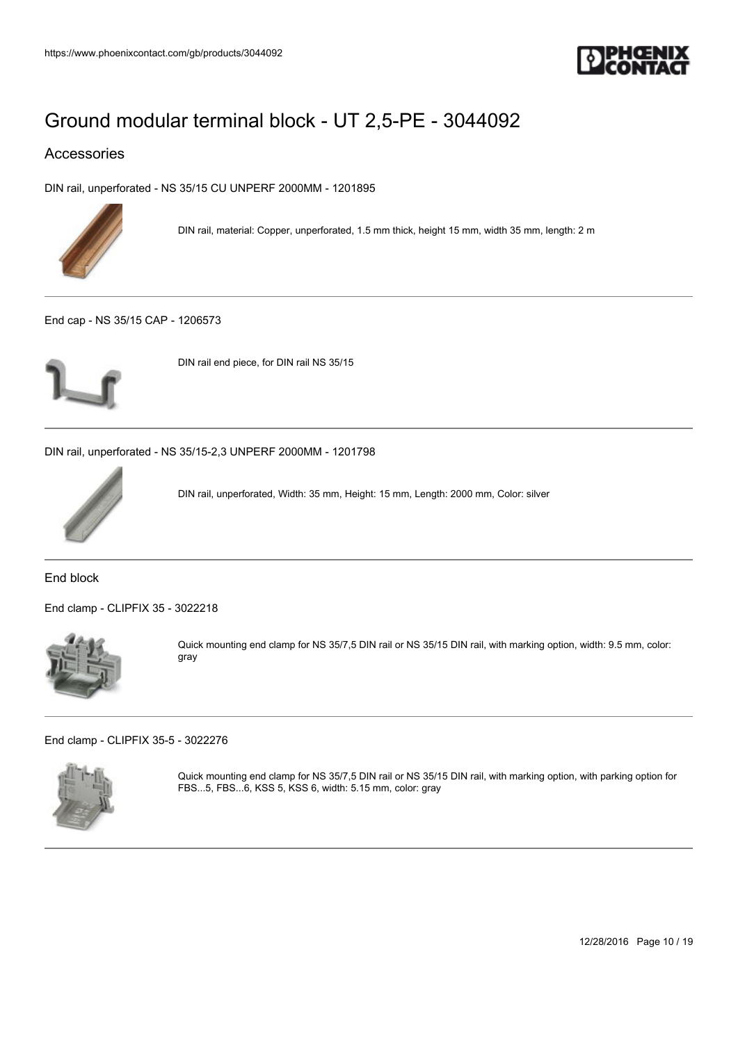# Ground modular terminal block - UT 2,5-PE - 3044092

## Accessories

DIN rail, unperforated - NS 35/15 CU UNPERF 2000MM - 1201895

DIN rail, material: Copper, unperforated, 1.5 mm thick, height 15 mm, width 35 mm, length: 2 m

---

End cap - NS 35/15 CAP - 1206573

DIN rail end piece, for DIN rail NS 35/15

---

DIN rail, unperforated - NS 35/15-2,3 UNPERF 2000MM - 1201798

DIN rail, unperforated, Width: 35 mm, Height: 15 mm, Length: 2000 mm, Color: silver

---

End block

End clamp - CLIPFIX 35 - 3022218

Quick mounting end clamp for NS 35/7,5 DIN rail or NS 35/15 DIN rail, with marking option, width: 9.5 mm, color: gray

---

End clamp - CLIPFIX 35-5 - 3022276

Quick mounting end clamp for NS 35/7,5 DIN rail or NS 35/15 DIN rail, with marking option, with parking option for FBS...5, FBS...6, KSS 5, KSS 6, width: 5.15 mm, color: gray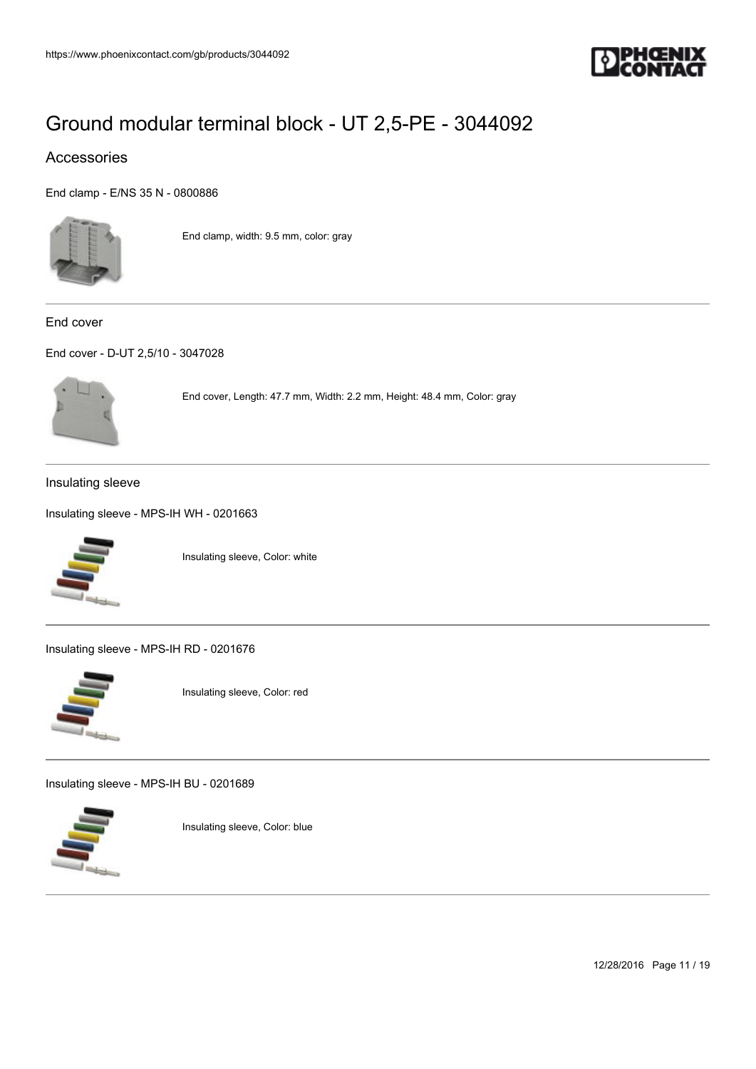# Ground modular terminal block - UT 2,5-PE - 3044092

## Accessories

End clamp - E/NS 35 N - 0800886

End clamp, width: 9.5 mm, color: gray

---

### End cover

End cover - D-UT 2,5/10 - 3047028

End cover, Length: 47.7 mm, Width: 2.2 mm, Height: 48.4 mm, Color: gray

---

### Insulating sleeve

Insulating sleeve - MPS-IH WH - 0201663

Insulating sleeve, Color: white

---

Insulating sleeve - MPS-IH RD - 0201676

Insulating sleeve, Color: red

---

Insulating sleeve - MPS-IH BU - 0201689

Insulating sleeve, Color: blue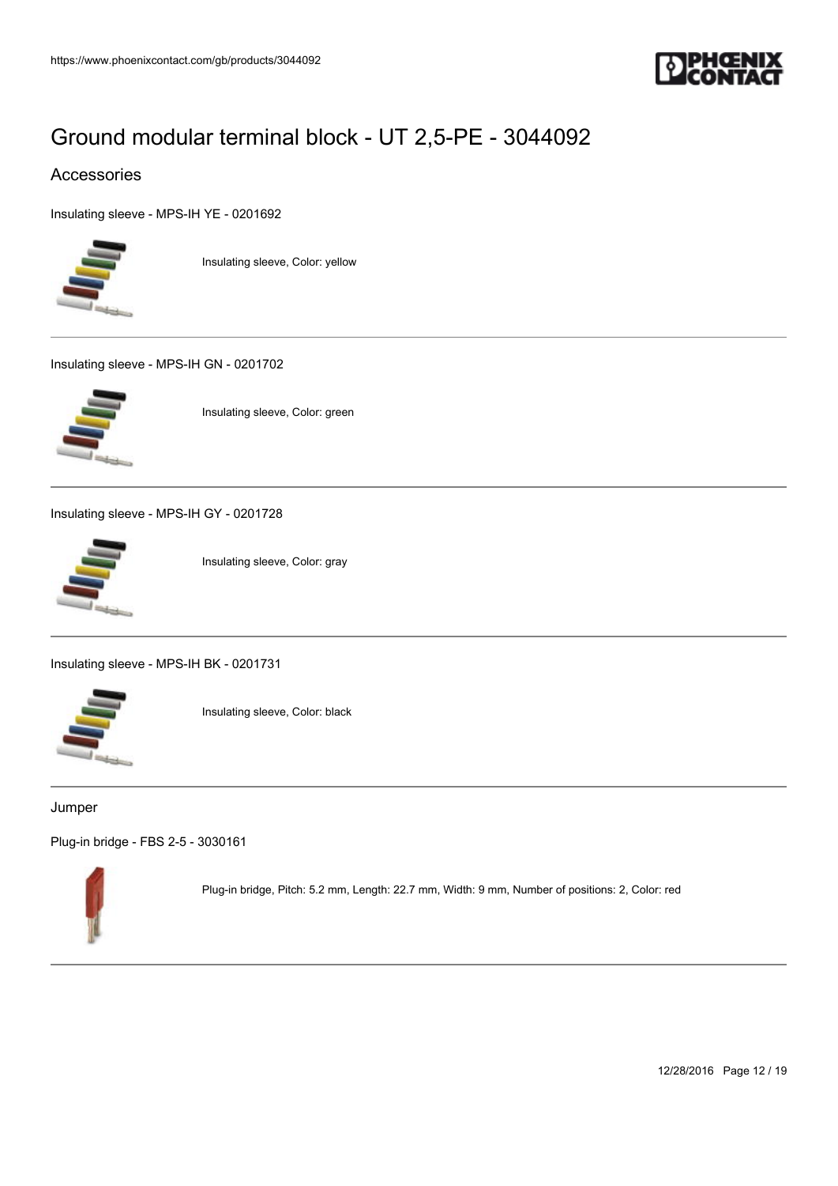# Ground modular terminal block - UT 2,5-PE - 3044092

## Accessories

Insulating sleeve - MPS-IH YE - 0201692

Insulating sleeve, Color: yellow

---

Insulating sleeve - MPS-IH GN - 0201702

Insulating sleeve, Color: green

---

Insulating sleeve - MPS-IH GY - 0201728

Insulating sleeve, Color: gray

---

Insulating sleeve - MPS-IH BK - 0201731

Insulating sleeve, Color: black

---

Jumper

Plug-in bridge - FBS 2-5 - 3030161

Plug-in bridge, Pitch: 5.2 mm, Length: 22.7 mm, Width: 9 mm, Number of positions: 2, Color: red

---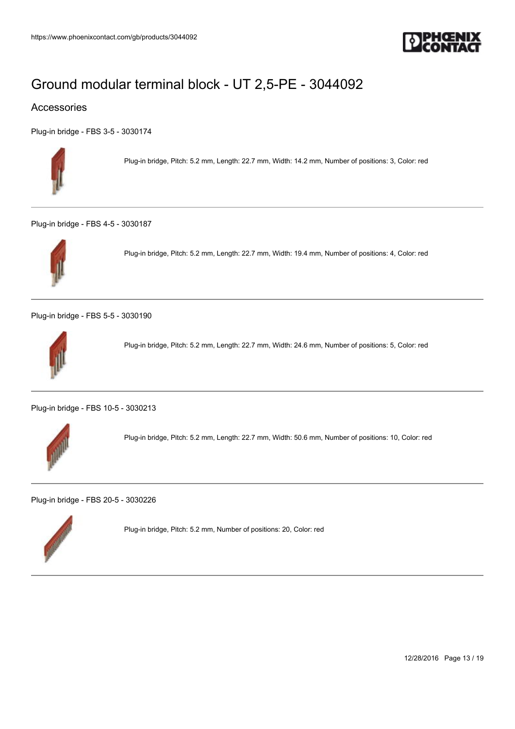# Ground modular terminal block - UT 2,5-PE - 3044092

## Accessories

Plug-in bridge - FBS 3-5 - 3030174

Plug-in bridge, Pitch: 5.2 mm, Length: 22.7 mm, Width: 14.2 mm, Number of positions: 3, Color: red

---

Plug-in bridge - FBS 4-5 - 3030187

Plug-in bridge, Pitch: 5.2 mm, Length: 22.7 mm, Width: 19.4 mm, Number of positions: 4, Color: red

---

Plug-in bridge - FBS 5-5 - 3030190

Plug-in bridge, Pitch: 5.2 mm, Length: 22.7 mm, Width: 24.6 mm, Number of positions: 5, Color: red

---

Plug-in bridge - FBS 10-5 - 3030213

Plug-in bridge, Pitch: 5.2 mm, Length: 22.7 mm, Width: 50.6 mm, Number of positions: 10, Color: red

---

Plug-in bridge - FBS 20-5 - 3030226

Plug-in bridge, Pitch: 5.2 mm, Number of positions: 20, Color: red

---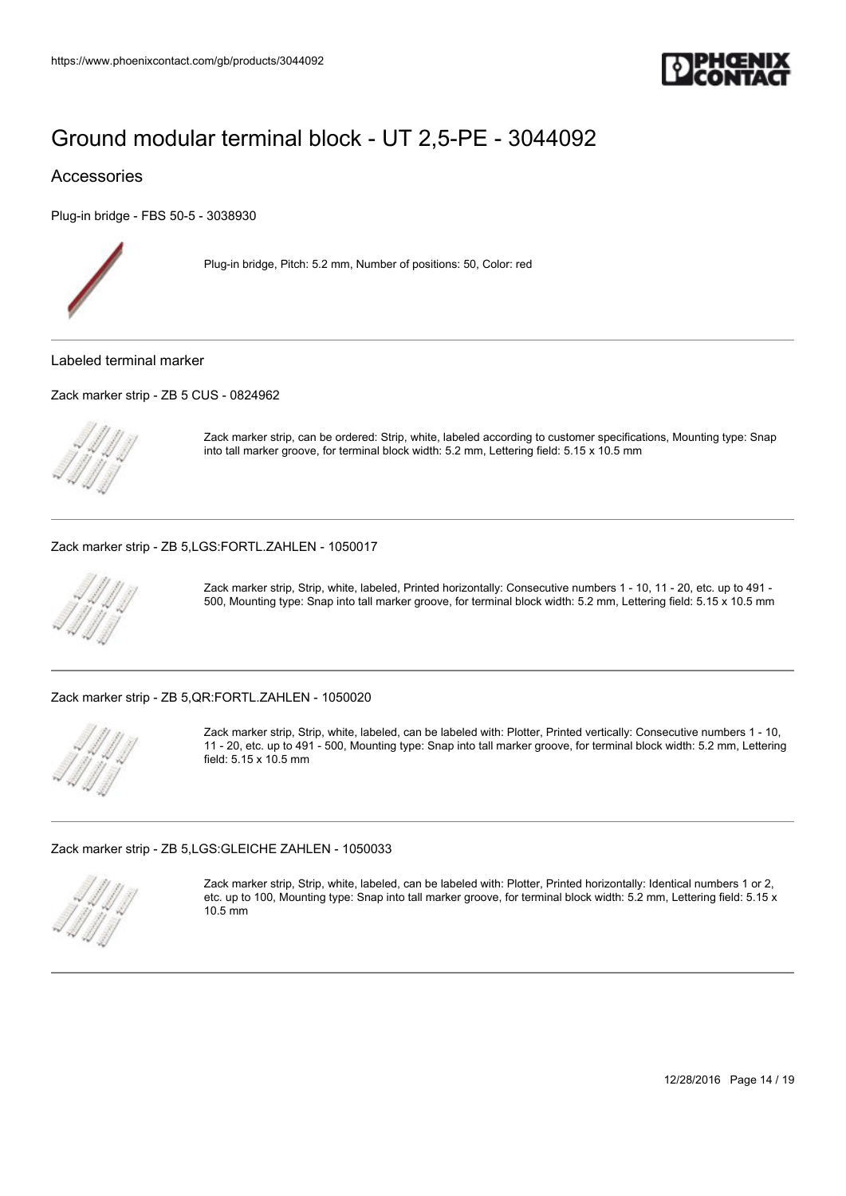# Ground modular terminal block - UT 2,5-PE - 3044092

## Accessories

Plug-in bridge - FBS 50-5 - 3038930

Plug-in bridge, Pitch: 5.2 mm, Number of positions: 50, Color: red

### Labeled terminal marker

Zack marker strip - ZB 5 CUS - 0824962

Zack marker strip, can be ordered: Strip, white, labeled according to customer specifications, Mounting type: Snap into tall marker groove, for terminal block width: 5.2 mm, Lettering field: 5.15 x 10.5 mm

Zack marker strip - ZB 5,LGS:FORTL.ZAHLEN - 1050017

Zack marker strip, Strip, white, labeled, Printed horizontally: Consecutive numbers 1 - 10, 11 - 20, etc. up to 491 - 500, Mounting type: Snap into tall marker groove, for terminal block width: 5.2 mm, Lettering field: 5.15 x 10.5 mm

Zack marker strip - ZB 5,QR:FORTL.ZAHLEN - 1050020

Zack marker strip, Strip, white, labeled, can be labeled with: Plotter, Printed vertically: Consecutive numbers 1 - 10, 11 - 20, etc. up to 491 - 500, Mounting type: Snap into tall marker groove, for terminal block width: 5.2 mm, Lettering field: 5.15 x 10.5 mm

Zack marker strip - ZB 5,LGS:GLEICHE ZAHLEN - 1050033

Zack marker strip, Strip, white, labeled, can be labeled with: Plotter, Printed horizontally: Identical numbers 1 or 2, etc. up to 100, Mounting type: Snap into tall marker groove, for terminal block width: 5.2 mm, Lettering field: 5.15 x 10.5 mm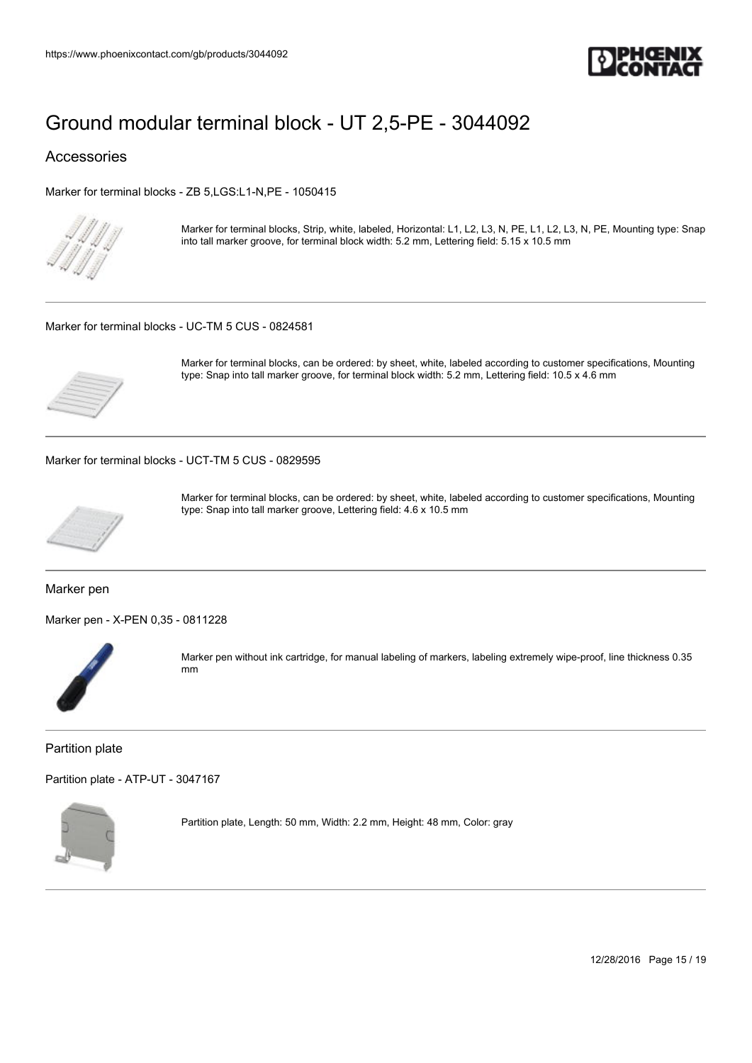# Ground modular terminal block - UT 2,5-PE - 3044092

## Accessories

Marker for terminal blocks - ZB 5,LGS:L1-N,PE - 1050415

Marker for terminal blocks, Strip, white, labeled, Horizontal: L1, L2, L3, N, PE, L1, L2, L3, N, PE, Mounting type: Snap into tall marker groove, for terminal block width: 5.2 mm, Lettering field: 5.15 x 10.5 mm

---

Marker for terminal blocks - UC-TM 5 CUS - 0824581

Marker for terminal blocks, can be ordered: by sheet, white, labeled according to customer specifications, Mounting type: Snap into tall marker groove, for terminal block width: 5.2 mm, Lettering field: 10.5 x 4.6 mm

---

Marker for terminal blocks - UCT-TM 5 CUS - 0829595

Marker for terminal blocks, can be ordered: by sheet, white, labeled according to customer specifications, Mounting type: Snap into tall marker groove, Lettering field: 4.6 x 10.5 mm

---

### Marker pen

Marker pen - X-PEN 0,35 - 0811228

Marker pen without ink cartridge, for manual labeling of markers, labeling extremely wipe-proof, line thickness 0.35 mm

---

### Partition plate

Partition plate - ATP-UT - 3047167

Partition plate, Length: 50 mm, Width: 2.2 mm, Height: 48 mm, Color: gray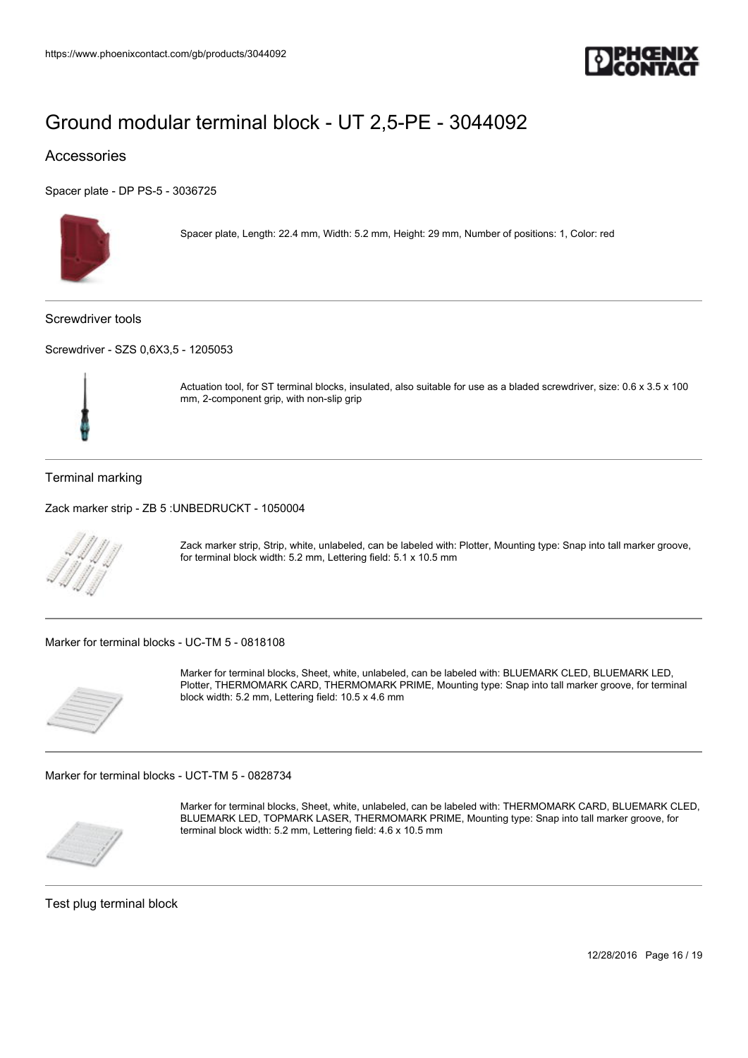# Ground modular terminal block - UT 2,5-PE - 3044092

## Accessories

Spacer plate - DP PS-5 - 3036725

Spacer plate, Length: 22.4 mm, Width: 5.2 mm, Height: 29 mm, Number of positions: 1, Color: red

---

### Screwdriver tools

Screwdriver - SZS 0,6X3,5 - 1205053

Actuation tool, for ST terminal blocks, insulated, also suitable for use as a bladed screwdriver, size: 0.6 x 3.5 x 100 mm, 2-component grip, with non-slip grip

---

### Terminal marking

Zack marker strip - ZB 5 :UNBEDRUCKT - 1050004

Zack marker strip, Strip, white, unlabeled, can be labeled with: Plotter, Mounting type: Snap into tall marker groove, for terminal block width: 5.2 mm, Lettering field: 5.1 x 10.5 mm

---

Marker for terminal blocks - UC-TM 5 - 0818108

Marker for terminal blocks, Sheet, white, unlabeled, can be labeled with: BLUEMARK CLED, BLUEMARK LED, Plotter, THERMOMARK CARD, THERMOMARK PRIME, Mounting type: Snap into tall marker groove, for terminal block width: 5.2 mm, Lettering field: 10.5 x 4.6 mm

---

Marker for terminal blocks - UCT-TM 5 - 0828734

Marker for terminal blocks, Sheet, white, unlabeled, can be labeled with: THERMOMARK CARD, BLUEMARK CLED, BLUEMARK LED, TOPMARK LASER, THERMOMARK PRIME, Mounting type: Snap into tall marker groove, for terminal block width: 5.2 mm, Lettering field: 4.6 x 10.5 mm

---

### Test plug terminal block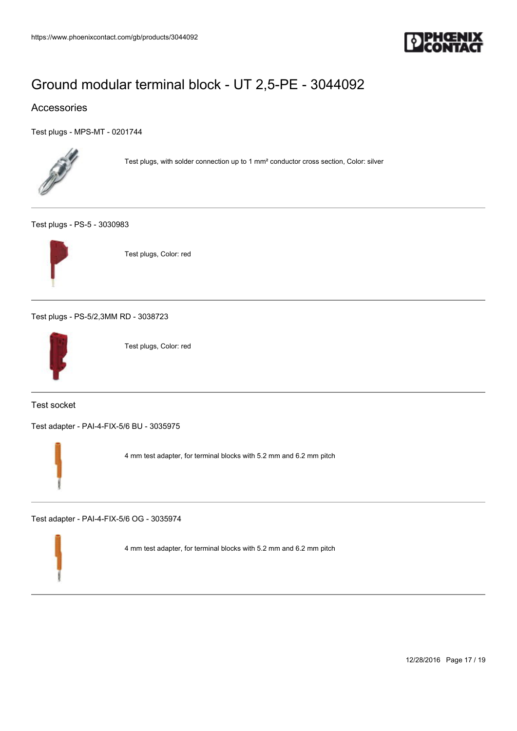# Ground modular terminal block - UT 2,5-PE - 3044092

## Accessories

Test plugs - MPS-MT - 0201744

Test plugs, with solder connection up to 1 mm² conductor cross section, Color: silver

---

Test plugs - PS-5 - 3030983

Test plugs, Color: red

---

Test plugs - PS-5/2,3MM RD - 3038723

Test plugs, Color: red

---

### Test socket

Test adapter - PAI-4-FIX-5/6 BU - 3035975

4 mm test adapter, for terminal blocks with 5.2 mm and 6.2 mm pitch

---

Test adapter - PAI-4-FIX-5/6 OG - 3035974

4 mm test adapter, for terminal blocks with 5.2 mm and 6.2 mm pitch

---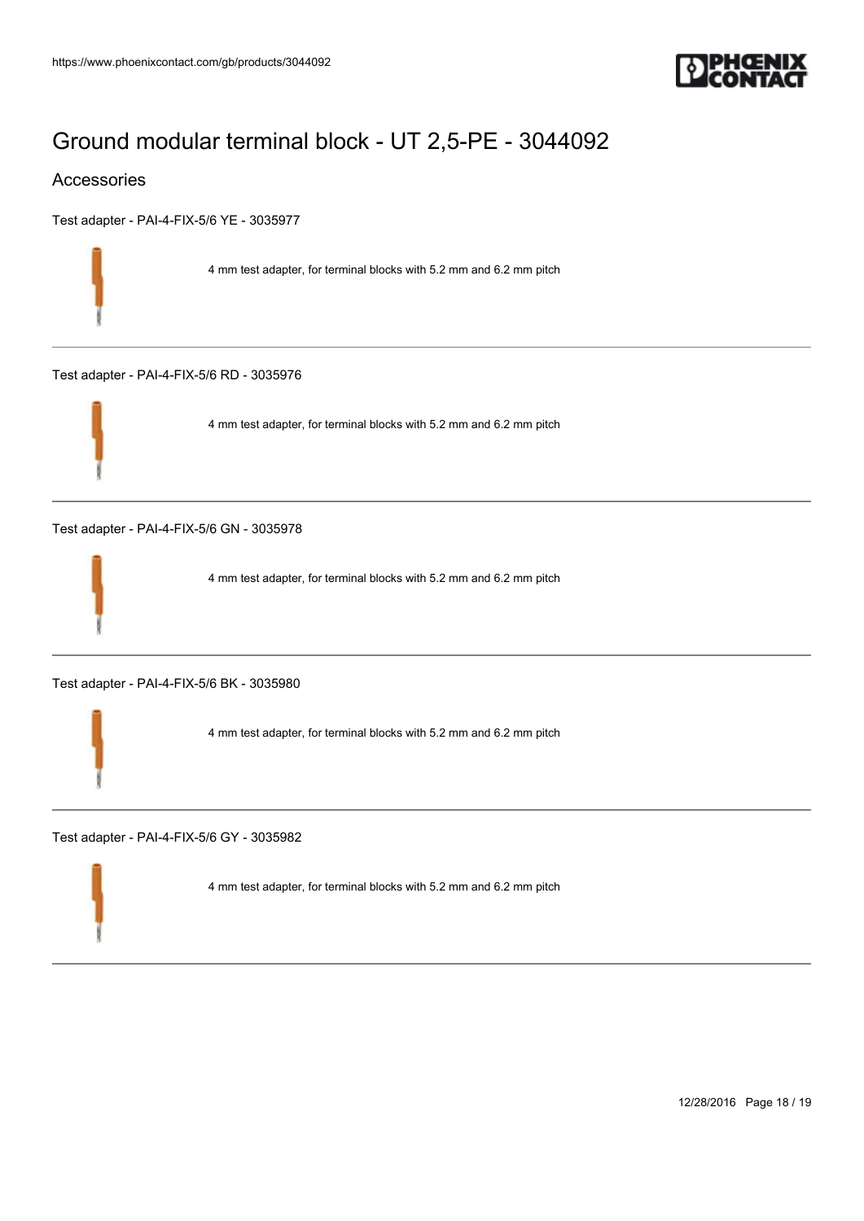# Ground modular terminal block - UT 2,5-PE - 3044092

## Accessories

Test adapter - PAI-4-FIX-5/6 YE - 3035977

4 mm test adapter, for terminal blocks with 5.2 mm and 6.2 mm pitch

---

Test adapter - PAI-4-FIX-5/6 RD - 3035976

4 mm test adapter, for terminal blocks with 5.2 mm and 6.2 mm pitch

---

Test adapter - PAI-4-FIX-5/6 GN - 3035978

4 mm test adapter, for terminal blocks with 5.2 mm and 6.2 mm pitch

---

Test adapter - PAI-4-FIX-5/6 BK - 3035980

4 mm test adapter, for terminal blocks with 5.2 mm and 6.2 mm pitch

---

Test adapter - PAI-4-FIX-5/6 GY - 3035982

4 mm test adapter, for terminal blocks with 5.2 mm and 6.2 mm pitch

---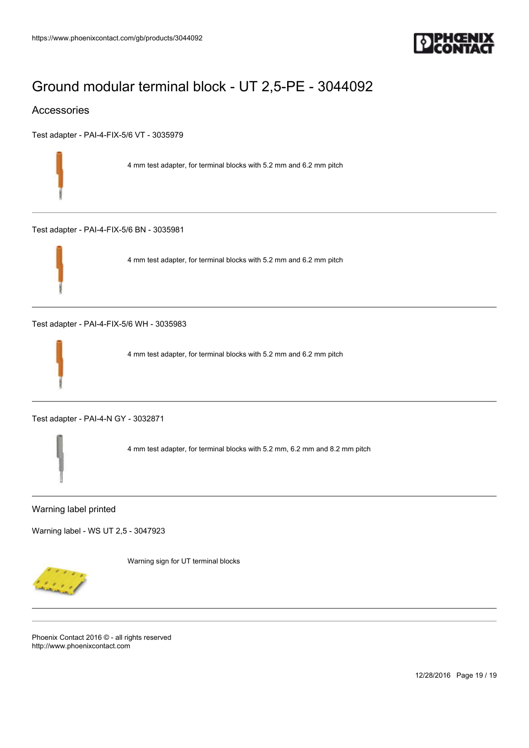# Ground modular terminal block - UT 2,5-PE - 3044092

## Accessories

Test adapter - PAI-4-FIX-5/6 VT - 3035979

4 mm test adapter, for terminal blocks with 5.2 mm and 6.2 mm pitch

Test adapter - PAI-4-FIX-5/6 BN - 3035981

4 mm test adapter, for terminal blocks with 5.2 mm and 6.2 mm pitch

Test adapter - PAI-4-FIX-5/6 WH - 3035983

4 mm test adapter, for terminal blocks with 5.2 mm and 6.2 mm pitch

Test adapter - PAI-4-N GY - 3032871

4 mm test adapter, for terminal blocks with 5.2 mm, 6.2 mm and 8.2 mm pitch

### Warning label printed

Warning label - WS UT 2,5 - 3047923

Warning sign for UT terminal blocks

Phoenix Contact 2016 © - all rights reserved
http://www.phoenixcontact.com